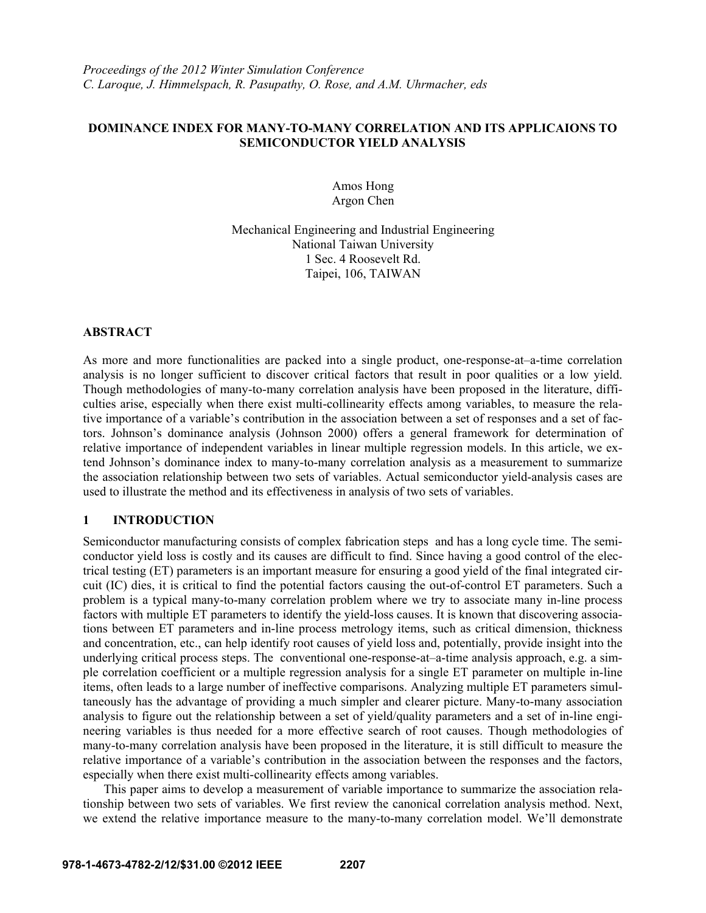*Proceedings of the 2012 Winter Simulation Conference*
*C. Laroque, J. Himmelspach, R. Pasupathy, O. Rose, and A.M. Uhrmacher, eds*

# DOMINANCE INDEX FOR MANY-TO-MANY CORRELATION AND ITS APPLICAIONS TO SEMICONDUCTOR YIELD ANALYSIS

Amos Hong
Argon Chen

Mechanical Engineering and Industrial Engineering
National Taiwan University
1 Sec. 4 Roosevelt Rd.
Taipei, 106, TAIWAN

## ABSTRACT

As more and more functionalities are packed into a single product, one-response-at–a-time correlation analysis is no longer sufficient to discover critical factors that result in poor qualities or a low yield. Though methodologies of many-to-many correlation analysis have been proposed in the literature, difficulties arise, especially when there exist multi-collinearity effects among variables, to measure the relative importance of a variable's contribution in the association between a set of responses and a set of factors. Johnson's dominance analysis (Johnson 2000) offers a general framework for determination of relative importance of independent variables in linear multiple regression models. In this article, we extend Johnson's dominance index to many-to-many correlation analysis as a measurement to summarize the association relationship between two sets of variables. Actual semiconductor yield-analysis cases are used to illustrate the method and its effectiveness in analysis of two sets of variables.

## 1 INTRODUCTION

Semiconductor manufacturing consists of complex fabrication steps and has a long cycle time. The semiconductor yield loss is costly and its causes are difficult to find. Since having a good control of the electrical testing (ET) parameters is an important measure for ensuring a good yield of the final integrated circuit (IC) dies, it is critical to find the potential factors causing the out-of-control ET parameters. Such a problem is a typical many-to-many correlation problem where we try to associate many in-line process factors with multiple ET parameters to identify the yield-loss causes. It is known that discovering associations between ET parameters and in-line process metrology items, such as critical dimension, thickness and concentration, etc., can help identify root causes of yield loss and, potentially, provide insight into the underlying critical process steps. The conventional one-response-at–a-time analysis approach, e.g. a simple correlation coefficient or a multiple regression analysis for a single ET parameter on multiple in-line items, often leads to a large number of ineffective comparisons. Analyzing multiple ET parameters simultaneously has the advantage of providing a much simpler and clearer picture. Many-to-many association analysis to figure out the relationship between a set of yield/quality parameters and a set of in-line engineering variables is thus needed for a more effective search of root causes. Though methodologies of many-to-many correlation analysis have been proposed in the literature, it is still difficult to measure the relative importance of a variable's contribution in the association between the responses and the factors, especially when there exist multi-collinearity effects among variables.

This paper aims to develop a measurement of variable importance to summarize the association relationship between two sets of variables. We first review the canonical correlation analysis method. Next, we extend the relative importance measure to the many-to-many correlation model. We'll demonstrate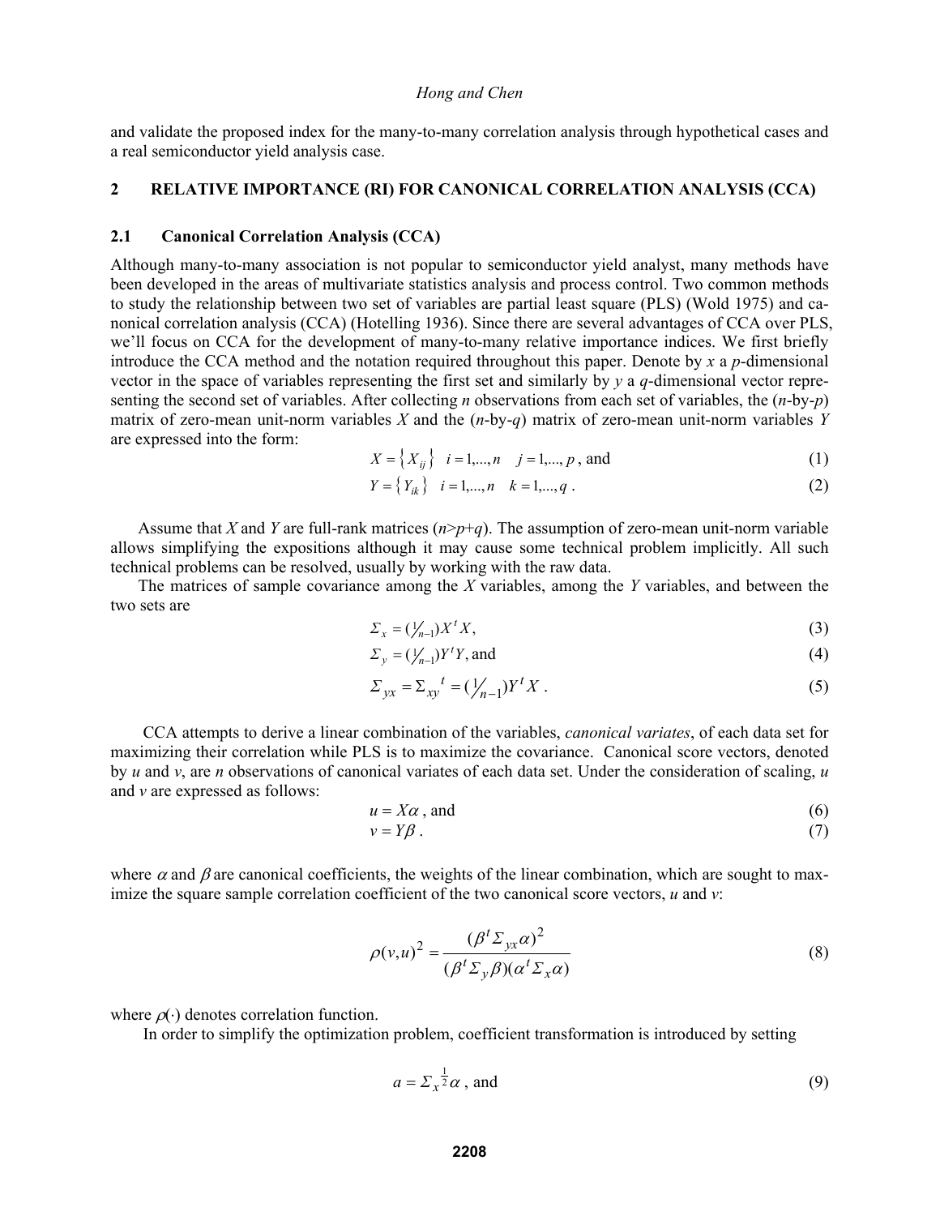and validate the proposed index for the many-to-many correlation analysis through hypothetical cases and a real semiconductor yield analysis case.

## 2 RELATIVE IMPORTANCE (RI) FOR CANONICAL CORRELATION ANALYSIS (CCA)

### 2.1 Canonical Correlation Analysis (CCA)

Although many-to-many association is not popular to semiconductor yield analyst, many methods have been developed in the areas of multivariate statistics analysis and process control. Two common methods to study the relationship between two set of variables are partial least square (PLS) (Wold 1975) and canonical correlation analysis (CCA) (Hotelling 1936). Since there are several advantages of CCA over PLS, we'll focus on CCA for the development of many-to-many relative importance indices. We first briefly introduce the CCA method and the notation required throughout this paper. Denote by $x$ a $p$-dimensional vector in the space of variables representing the first set and similarly by $y$ a $q$-dimensional vector representing the second set of variables. After collecting $n$ observations from each set of variables, the ($n$-by-$p$) matrix of zero-mean unit-norm variables $X$ and the ($n$-by-$q$) matrix of zero-mean unit-norm variables $Y$ are expressed into the form:

$$X = \{X_{ij}\} \quad i = 1,...,n \quad j = 1,..., p \text{, and} \tag{1}$$

$$Y = \{Y_{ik}\} \quad i = 1,...,n \quad k = 1,...,q \text{ .} \tag{2}$$

Assume that $X$ and $Y$ are full-rank matrices ($n > p+q$). The assumption of zero-mean unit-norm variable allows simplifying the expositions although it may cause some technical problem implicitly. All such technical problems can be resolved, usually by working with the raw data.

The matrices of sample covariance among the $X$ variables, among the $Y$ variables, and between the two sets are

$$\Sigma_x = (1/_{n-1}) X^t X, \tag{3}$$

$$\Sigma_y = (1/_{n-1}) Y^t Y, \text{and} \tag{4}$$

$$\Sigma_{yx} = \Sigma_{xy}{}^t = (1/_{n-1}) Y^t X \text{ .} \tag{5}$$

CCA attempts to derive a linear combination of the variables, *canonical variates*, of each data set for maximizing their correlation while PLS is to maximize the covariance. Canonical score vectors, denoted by $u$ and $v$, are $n$ observations of canonical variates of each data set. Under the consideration of scaling, $u$ and $v$ are expressed as follows:

$$u = X\alpha \text{ , and} \tag{6}$$

$$v = Y\beta \text{ .} \tag{7}$$

where $\alpha$ and $\beta$ are canonical coefficients, the weights of the linear combination, which are sought to maximize the square sample correlation coefficient of the two canonical score vectors, $u$ and $v$:

$$\rho(v,u)^2 = \frac{(\beta^t \Sigma_{yx} \alpha)^2}{(\beta^t \Sigma_y \beta)(\alpha^t \Sigma_x \alpha)} \tag{8}$$

where $\rho(\cdot)$ denotes correlation function.

In order to simplify the optimization problem, coefficient transformation is introduced by setting

$$a = \Sigma_x^{\frac{1}{2}} \alpha \text{ , and} \tag{9}$$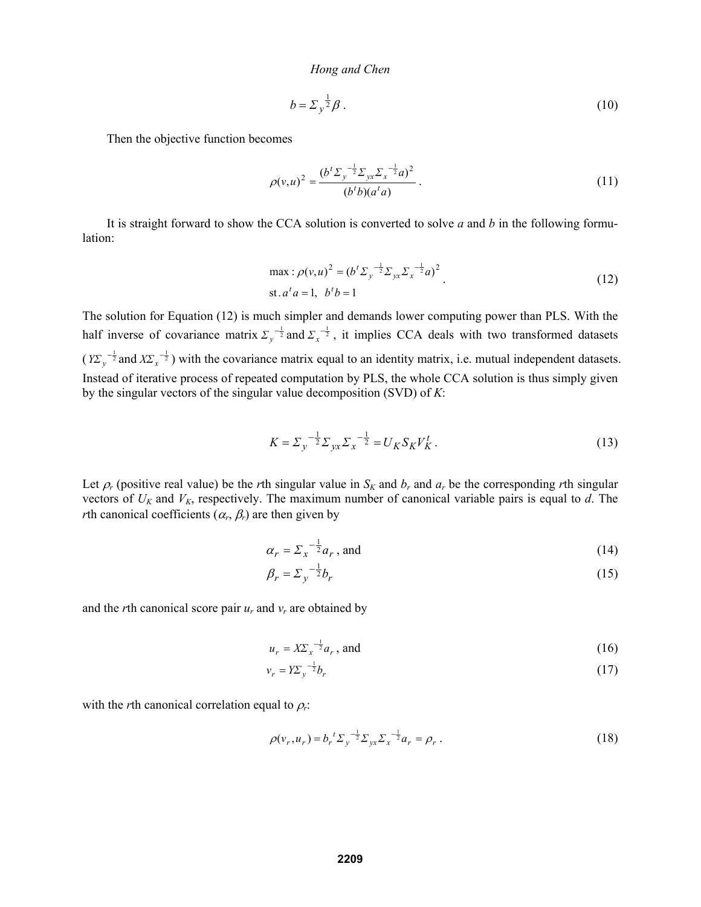$$b = \Sigma_y^{\frac{1}{2}} \beta \,. \tag{10}$$

Then the objective function becomes

$$\rho(v,u)^2 = \frac{(b^t \Sigma_y^{-\frac{1}{2}} \Sigma_{yx} \Sigma_x^{-\frac{1}{2}} a)^2}{(b^t b)(a^t a)} \,. \tag{11}$$

It is straight forward to show the CCA solution is converted to solve *a* and *b* in the following formulation:

$$\begin{aligned} &\max : \rho(v,u)^2 = (b^t \Sigma_y^{-\frac{1}{2}} \Sigma_{yx} \Sigma_x^{-\frac{1}{2}} a)^2 \\ &\text{st}.\, a^t a = 1, \;\; b^t b = 1 \end{aligned} \,. \tag{12}$$

The solution for Equation (12) is much simpler and demands lower computing power than PLS. With the half inverse of covariance matrix $\Sigma_y^{-\frac{1}{2}}$ and $\Sigma_x^{-\frac{1}{2}}$, it implies CCA deals with two transformed datasets ($Y\Sigma_y^{-\frac{1}{2}}$ and $X\Sigma_x^{-\frac{1}{2}}$) with the covariance matrix equal to an identity matrix, i.e. mutual independent datasets. Instead of iterative process of repeated computation by PLS, the whole CCA solution is thus simply given by the singular vectors of the singular value decomposition (SVD) of *K*:

$$K = \Sigma_y^{-\frac{1}{2}} \Sigma_{yx} \Sigma_x^{-\frac{1}{2}} = U_K S_K V_K^t \,. \tag{13}$$

Let $\rho_r$ (positive real value) be the *r*th singular value in $S_K$ and $b_r$ and $a_r$ be the corresponding *r*th singular vectors of $U_K$ and $V_K$, respectively. The maximum number of canonical variable pairs is equal to *d*. The *r*th canonical coefficients ($\alpha_r$, $\beta_r$) are then given by

$$\alpha_r = \Sigma_x^{-\frac{1}{2}} a_r \text{, and} \tag{14}$$

$$\beta_r = \Sigma_y^{-\frac{1}{2}} b_r \tag{15}$$

and the *r*th canonical score pair $u_r$ and $v_r$ are obtained by

$$u_r = X\Sigma_x^{-\frac{1}{2}} a_r \text{, and} \tag{16}$$

$$v_r = Y\Sigma_y^{-\frac{1}{2}} b_r \tag{17}$$

with the *r*th canonical correlation equal to $\rho_r$:

$$\rho(v_r, u_r) = b_r^{\,t} \Sigma_y^{-\frac{1}{2}} \Sigma_{yx} \Sigma_x^{-\frac{1}{2}} a_r = \rho_r \,. \tag{18}$$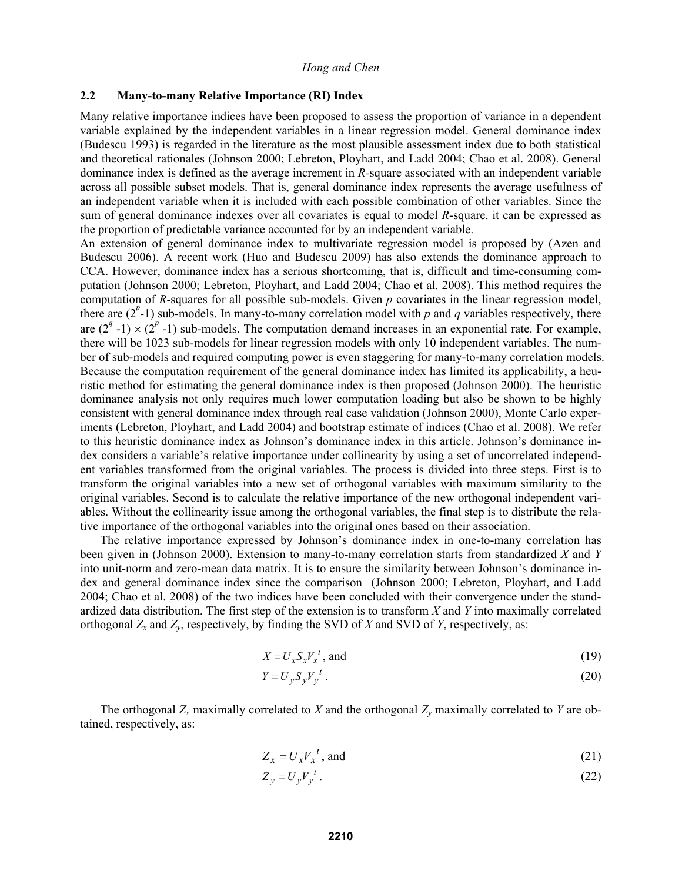### 2.2 Many-to-many Relative Importance (RI) Index

Many relative importance indices have been proposed to assess the proportion of variance in a dependent variable explained by the independent variables in a linear regression model. General dominance index (Budescu 1993) is regarded in the literature as the most plausible assessment index due to both statistical and theoretical rationales (Johnson 2000; Lebreton, Ployhart, and Ladd 2004; Chao et al. 2008). General dominance index is defined as the average increment in $R$-square associated with an independent variable across all possible subset models. That is, general dominance index represents the average usefulness of an independent variable when it is included with each possible combination of other variables. Since the sum of general dominance indexes over all covariates is equal to model $R$-square. it can be expressed as the proportion of predictable variance accounted for by an independent variable.

An extension of general dominance index to multivariate regression model is proposed by (Azen and Budescu 2006). A recent work (Huo and Budescu 2009) has also extends the dominance approach to CCA. However, dominance index has a serious shortcoming, that is, difficult and time-consuming computation (Johnson 2000; Lebreton, Ployhart, and Ladd 2004; Chao et al. 2008). This method requires the computation of $R$-squares for all possible sub-models. Given $p$ covariates in the linear regression model, there are $(2^p-1)$ sub-models. In many-to-many correlation model with $p$ and $q$ variables respectively, there are $(2^q-1) \times (2^p-1)$ sub-models. The computation demand increases in an exponential rate. For example, there will be 1023 sub-models for linear regression models with only 10 independent variables. The number of sub-models and required computing power is even staggering for many-to-many correlation models. Because the computation requirement of the general dominance index has limited its applicability, a heuristic method for estimating the general dominance index is then proposed (Johnson 2000). The heuristic dominance analysis not only requires much lower computation loading but also be shown to be highly consistent with general dominance index through real case validation (Johnson 2000), Monte Carlo experiments (Lebreton, Ployhart, and Ladd 2004) and bootstrap estimate of indices (Chao et al. 2008). We refer to this heuristic dominance index as Johnson's dominance index in this article. Johnson's dominance index considers a variable's relative importance under collinearity by using a set of uncorrelated independent variables transformed from the original variables. The process is divided into three steps. First is to transform the original variables into a new set of orthogonal variables with maximum similarity to the original variables. Second is to calculate the relative importance of the new orthogonal independent variables. Without the collinearity issue among the orthogonal variables, the final step is to distribute the relative importance of the orthogonal variables into the original ones based on their association.

The relative importance expressed by Johnson's dominance index in one-to-many correlation has been given in (Johnson 2000). Extension to many-to-many correlation starts from standardized $X$ and $Y$ into unit-norm and zero-mean data matrix. It is to ensure the similarity between Johnson's dominance index and general dominance index since the comparison (Johnson 2000; Lebreton, Ployhart, and Ladd 2004; Chao et al. 2008) of the two indices have been concluded with their convergence under the standardized data distribution. The first step of the extension is to transform $X$ and $Y$ into maximally correlated orthogonal $Z_x$ and $Z_y$, respectively, by finding the SVD of $X$ and SVD of $Y$, respectively, as:

$$X = U_x S_x V_x^{\,t}, \text{ and} \tag{19}$$

$$Y = U_y S_y V_y^{\,t}. \tag{20}$$

The orthogonal $Z_x$ maximally correlated to $X$ and the orthogonal $Z_y$ maximally correlated to $Y$ are obtained, respectively, as:

$$Z_x = U_x V_x^{\,t}, \text{ and} \tag{21}$$

$$Z_y = U_y V_y^{\,t}. \tag{22}$$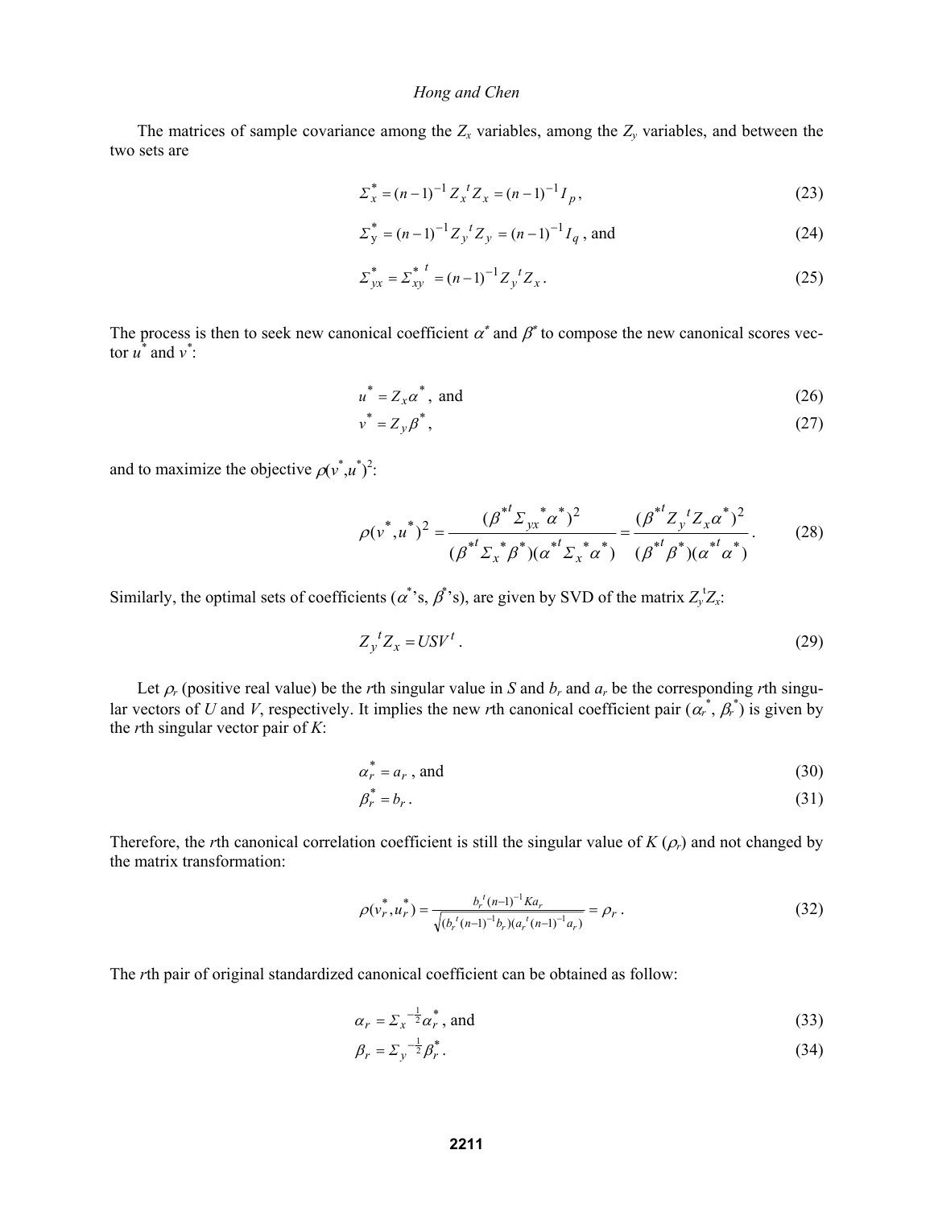The matrices of sample covariance among the $Z_x$ variables, among the $Z_y$ variables, and between the two sets are

$$\Sigma_x^* = (n-1)^{-1} Z_x{}^t Z_x = (n-1)^{-1} I_p , \tag{23}$$

$$\Sigma_\mathrm{y}^* = (n-1)^{-1} Z_y{}^t Z_y = (n-1)^{-1} I_q \text{ , and} \tag{24}$$

$$\Sigma_{yx}^* = \Sigma_{xy}^{*\ t} = (n-1)^{-1} Z_y{}^t Z_x . \tag{25}$$

The process is then to seek new canonical coefficient $\alpha^*$ and $\beta^*$ to compose the new canonical scores vector $u^*$ and $v^*$:

$$u^* = Z_x \alpha^* , \text{ and} \tag{26}$$

$$v^* = Z_y \beta^* , \tag{27}$$

and to maximize the objective $\rho(v^*,u^*)^2$:

$$\rho(v^*, u^*)^2 = \frac{(\beta^{*t} \Sigma_{yx}{}^* \alpha^*)^2}{(\beta^{*t} \Sigma_x{}^* \beta^*)(\alpha^{*t} \Sigma_x{}^* \alpha^*)} = \frac{(\beta^{*t} Z_y{}^t Z_x \alpha^*)^2}{(\beta^{*t} \beta^*)(\alpha^{*t} \alpha^*)} . \tag{28}$$

Similarly, the optimal sets of coefficients ($\alpha^*$'s, $\beta^*$'s), are given by SVD of the matrix $Z_y^t Z_x$:

$$Z_y{}^t Z_x = USV^t . \tag{29}$$

Let $\rho_r$ (positive real value) be the $r$th singular value in $S$ and $b_r$ and $a_r$ be the corresponding $r$th singular vectors of $U$ and $V$, respectively. It implies the new $r$th canonical coefficient pair ($\alpha_r^*$, $\beta_r^*$) is given by the $r$th singular vector pair of $K$:

$$\alpha_r^* = a_r \text{ , and} \tag{30}$$

$$\beta_r^* = b_r . \tag{31}$$

Therefore, the $r$th canonical correlation coefficient is still the singular value of $K$ ($\rho_r$) and not changed by the matrix transformation:

$$\rho(v_r^*, u_r^*) = \frac{b_r{}^t (n-1)^{-1} K a_r}{\sqrt{(b_r{}^t (n-1)^{-1} b_r)(a_r{}^t (n-1)^{-1} a_r)}} = \rho_r . \tag{32}$$

The $r$th pair of original standardized canonical coefficient can be obtained as follow:

$$\alpha_r = \Sigma_x{}^{-\frac{1}{2}} \alpha_r^* \text{ , and} \tag{33}$$

$$\beta_r = \Sigma_y{}^{-\frac{1}{2}} \beta_r^* . \tag{34}$$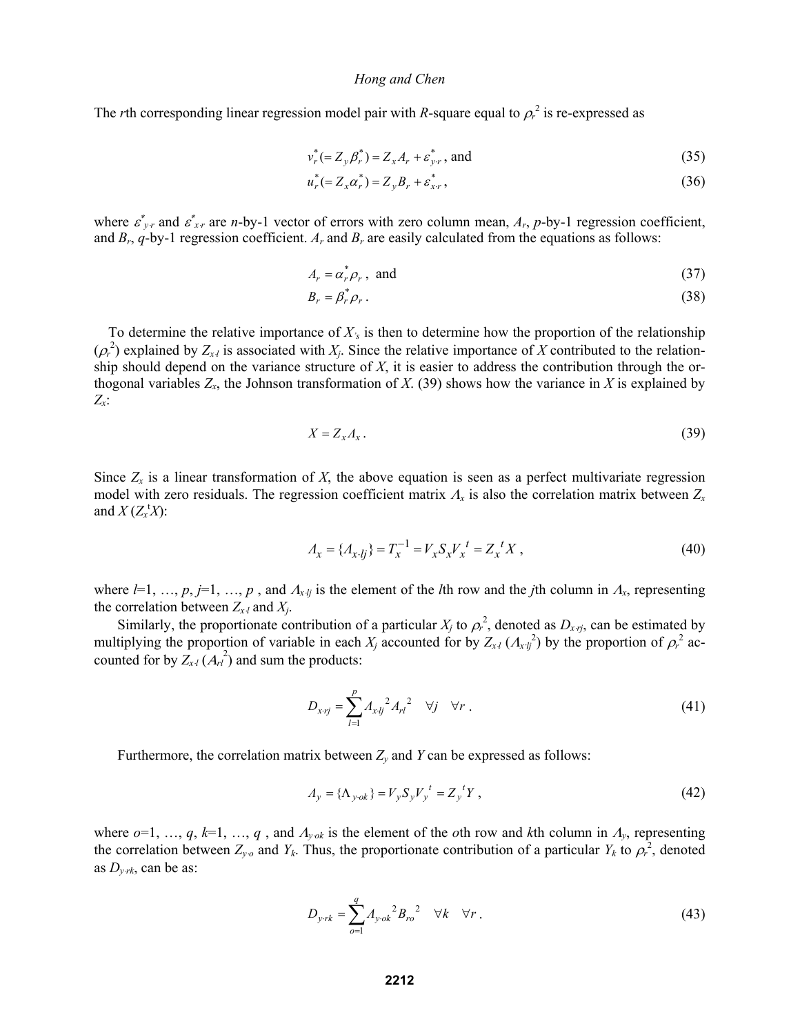The $r$th corresponding linear regression model pair with $R$-square equal to $\rho_r^2$ is re-expressed as

$$v_r^* (= Z_y \beta_r^*) = Z_x A_r + \varepsilon_{y \cdot r}^*, \text{ and} \tag{35}$$

$$u_r^* (= Z_x \alpha_r^*) = Z_y B_r + \varepsilon_{x \cdot r}^*, \tag{36}$$

where $\varepsilon^*_{y \cdot r}$ and $\varepsilon^*_{x \cdot r}$ are $n$-by-1 vector of errors with zero column mean, $A_r$, $p$-by-1 regression coefficient, and $B_r$, $q$-by-1 regression coefficient. $A_r$ and $B_r$ are easily calculated from the equations as follows:

$$A_r = \alpha_r^* \rho_r, \text{ and} \tag{37}$$

$$B_r = \beta_r^* \rho_r. \tag{38}$$

To determine the relative importance of $X_s$ is then to determine how the proportion of the relationship ($\rho_r^2$) explained by $Z_{x \cdot l}$ is associated with $X_j$. Since the relative importance of $X$ contributed to the relationship should depend on the variance structure of $X$, it is easier to address the contribution through the orthogonal variables $Z_x$, the Johnson transformation of $X$. (39) shows how the variance in $X$ is explained by $Z_x$:

$$X = Z_x \Lambda_x. \tag{39}$$

Since $Z_x$ is a linear transformation of $X$, the above equation is seen as a perfect multivariate regression model with zero residuals. The regression coefficient matrix $\Lambda_x$ is also the correlation matrix between $Z_x$ and $X$ ($Z_x^t X$):

$$\Lambda_x = \{\Lambda_{x \cdot lj}\} = T_x^{-1} = V_x S_x V_x^{\,t} = Z_x^{\,t} X, \tag{40}$$

where $l$=1, …, $p$, $j$=1, …, $p$ , and $\Lambda_{x \cdot lj}$ is the element of the $l$th row and the $j$th column in $\Lambda_x$, representing the correlation between $Z_{x \cdot l}$ and $X_j$.

Similarly, the proportionate contribution of a particular $X_j$ to $\rho_r^2$, denoted as $D_{x \cdot rj}$, can be estimated by multiplying the proportion of variable in each $X_j$ accounted for by $Z_{x \cdot l}$ ($\Lambda_{x \cdot lj}^2$) by the proportion of $\rho_r^2$ accounted for by $Z_{x \cdot l}$ ($A_{rl}^2$) and sum the products:

$$D_{x \cdot rj} = \sum_{l=1}^{p} \Lambda_{x \cdot lj}^{\;2} A_{rl}^{\;2} \quad \forall j \quad \forall r. \tag{41}$$

Furthermore, the correlation matrix between $Z_y$ and $Y$ can be expressed as follows:

$$\Lambda_y = \{\Lambda_{y \cdot ok}\} = V_y S_y V_y^{\,t} = Z_y^{\,t} Y, \tag{42}$$

where $o$=1, …, $q$, $k$=1, …, $q$ , and $\Lambda_{y \cdot ok}$ is the element of the $o$th row and $k$th column in $\Lambda_y$, representing the correlation between $Z_{y \cdot o}$ and $Y_k$. Thus, the proportionate contribution of a particular $Y_k$ to $\rho_r^2$, denoted as $D_{y \cdot rk}$, can be as:

$$D_{y \cdot rk} = \sum_{o=1}^{q} \Lambda_{y \cdot ok}^{\;2} B_{ro}^{\;2} \quad \forall k \quad \forall r. \tag{43}$$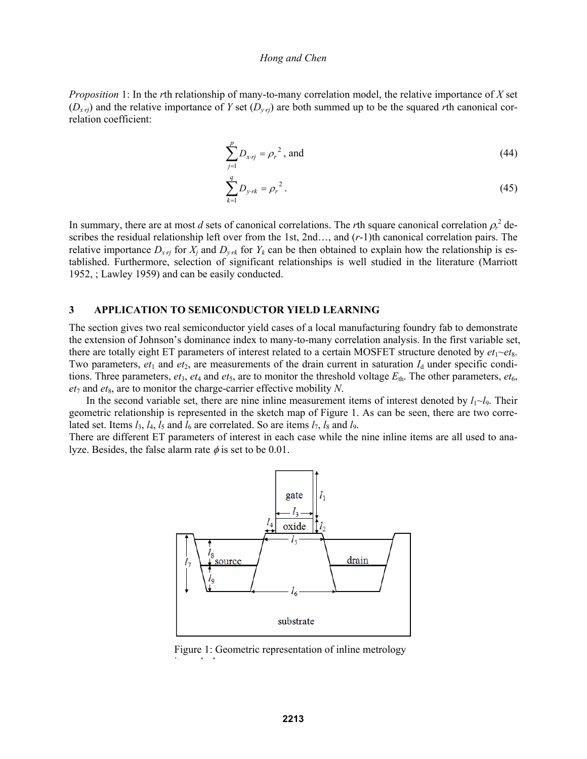*Proposition* 1: In the $r$th relationship of many-to-many correlation model, the relative importance of $X$ set ($D_{x \cdot rj}$) and the relative importance of $Y$ set ($D_{y \cdot rj}$) are both summed up to be the squared $r$th canonical correlation coefficient:

$$\sum_{j=1}^{p} D_{x \cdot rj} = \rho_r^{\ 2} \text{, and} \tag{44}$$

$$\sum_{k=1}^{q} D_{y \cdot rk} = \rho_r^{\ 2} . \tag{45}$$

In summary, there are at most $d$ sets of canonical correlations. The $r$th square canonical correlation $\rho_r^2$ describes the residual relationship left over from the 1st, 2nd…, and ($r$-1)th canonical correlation pairs. The relative importance $D_{x \cdot rj}$ for $X_j$ and $D_{y \cdot rk}$ for $Y_k$ can be then obtained to explain how the relationship is established. Furthermore, selection of significant relationships is well studied in the literature (Marriott 1952, ; Lawley 1959) and can be easily conducted.

## 3 APPLICATION TO SEMICONDUCTOR YIELD LEARNING

The section gives two real semiconductor yield cases of a local manufacturing foundry fab to demonstrate the extension of Johnson's dominance index to many-to-many correlation analysis. In the first variable set, there are totally eight ET parameters of interest related to a certain MOSFET structure denoted by $et_1$~$et_8$. Two parameters, $et_1$ and $et_2$, are measurements of the drain current in saturation $I_d$ under specific conditions. Three parameters, $et_3$, $et_4$ and $et_5$, are to monitor the threshold voltage $E_{th}$. The other parameters, $et_6$, $et_7$ and $et_8$, are to monitor the charge-carrier effective mobility $N$.

In the second variable set, there are nine inline measurement items of interest denoted by $l_1$~$l_9$. Their geometric relationship is represented in the sketch map of Figure 1. As can be seen, there are two correlated set. Items $l_3$, $l_4$, $l_5$ and $l_6$ are correlated. So are items $l_7$, $l_8$ and $l_9$.

There are different ET parameters of interest in each case while the nine inline items are all used to analyze. Besides, the false alarm rate $\phi$ is set to be 0.01.

Figure 1: Geometric representation of inline metrology items $l_1$-$l_9$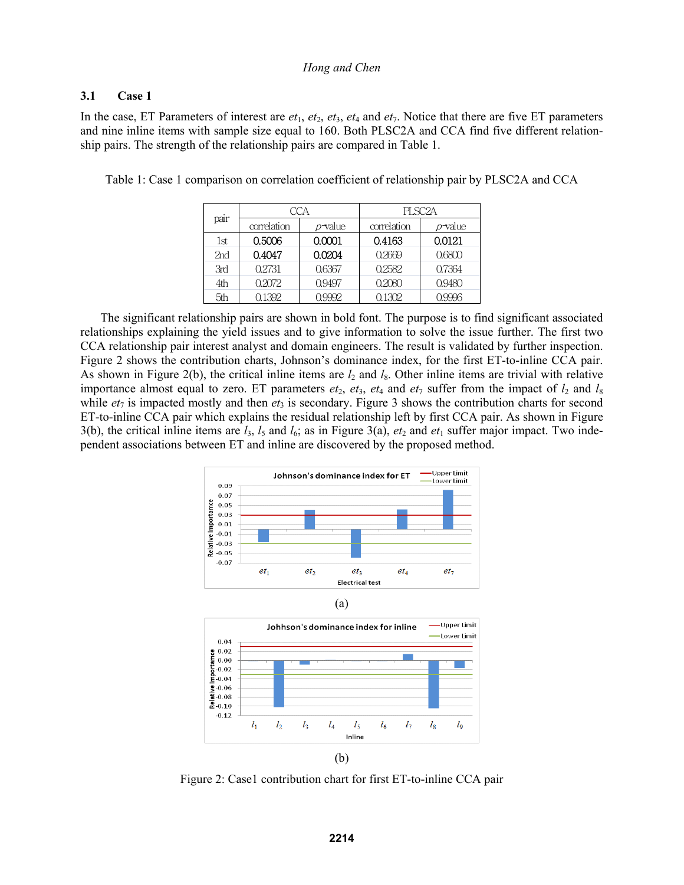### 3.1 Case 1

In the case, ET Parameters of interest are $et_1$, $et_2$, $et_3$, $et_4$ and $et_7$. Notice that there are five ET parameters and nine inline items with sample size equal to 160. Both PLSC2A and CCA find five different relationship pairs. The strength of the relationship pairs are compared in Table 1.

Table 1: Case 1 comparison on correlation coefficient of relationship pair by PLSC2A and CCA

| pair | CCA | | PLSC2A | |
|---|---|---|---|---|
| | correlation | *p*-value | correlation | *p*-value |
| 1st | **0.5006** | **0.0001** | **0.4163** | **0.0121** |
| 2nd | **0.4047** | **0.0204** | 0.2669 | 0.6800 |
| 3rd | 0.2731 | 0.6367 | 0.2582 | 0.7364 |
| 4th | 0.2072 | 0.9497 | 0.2080 | 0.9480 |
| 5th | 0.1392 | 0.9992 | 0.1302 | 0.9996 |

The significant relationship pairs are shown in bold font. The purpose is to find significant associated relationships explaining the yield issues and to give information to solve the issue further. The first two CCA relationship pair interest analyst and domain engineers. The result is validated by further inspection. Figure 2 shows the contribution charts, Johnson's dominance index, for the first ET-to-inline CCA pair. As shown in Figure 2(b), the critical inline items are $l_2$ and $l_8$. Other inline items are trivial with relative importance almost equal to zero. ET parameters $et_2$, $et_3$, $et_4$ and $et_7$ suffer from the impact of $l_2$ and $l_8$ while $et_7$ is impacted mostly and then $et_3$ is secondary. Figure 3 shows the contribution charts for second ET-to-inline CCA pair which explains the residual relationship left by first CCA pair. As shown in Figure 3(b), the critical inline items are $l_3$, $l_5$ and $l_6$; as in Figure 3(a), $et_2$ and $et_1$ suffer major impact. Two independent associations between ET and inline are discovered by the proposed method.

(a)

(b)

Figure 2: Case1 contribution chart for first ET-to-inline CCA pair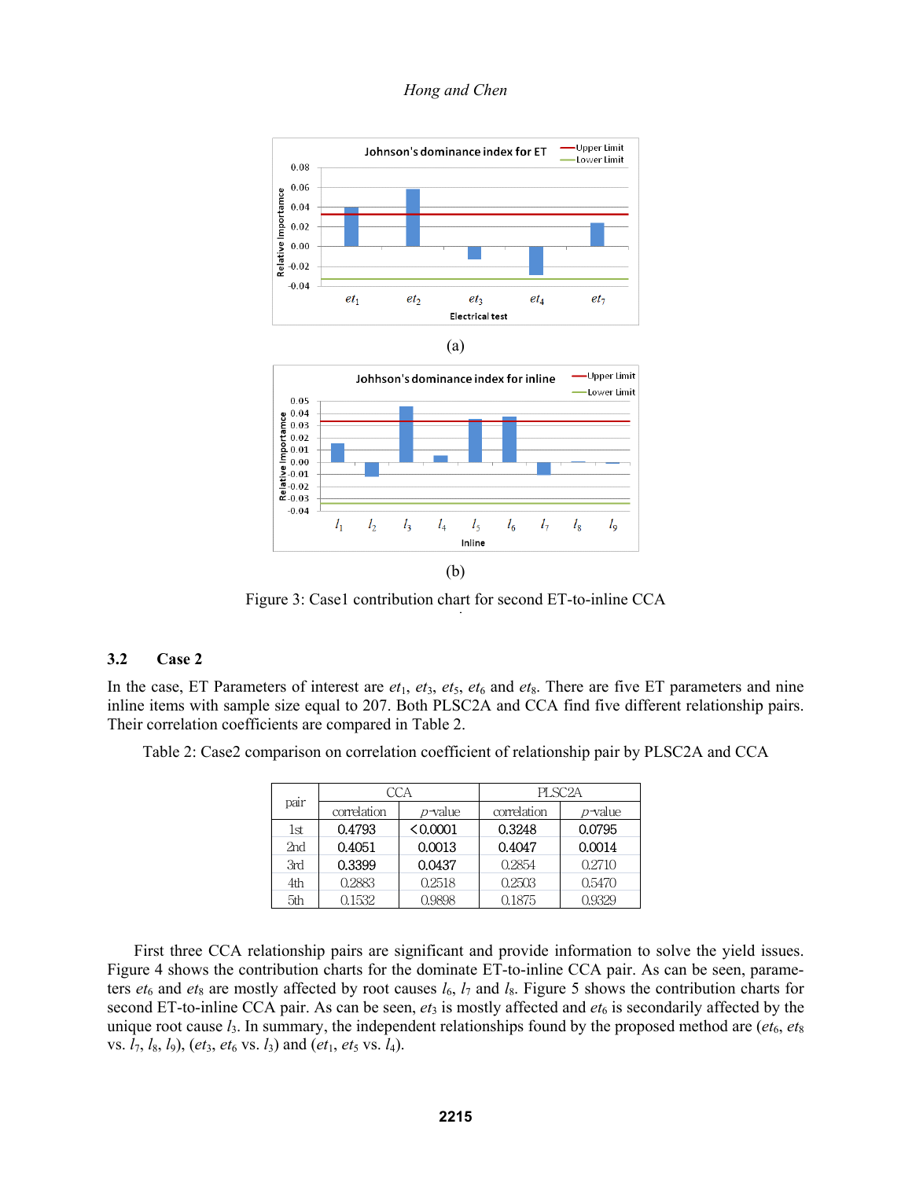(a)

(b)

Figure 3: Case1 contribution chart for second ET-to-inline CCA

### 3.2 Case 2

In the case, ET Parameters of interest are $et_1$, $et_3$, $et_5$, $et_6$ and $et_8$. There are five ET parameters and nine inline items with sample size equal to 207. Both PLSC2A and CCA find five different relationship pairs. Their correlation coefficients are compared in Table 2.

Table 2: Case2 comparison on correlation coefficient of relationship pair by PLSC2A and CCA

| pair | CCA | | PLSC2A | |
|---|---|---|---|---|
| | correlation | *p*-value | correlation | *p*-value |
| 1st | 0.4793 | < 0.0001 | 0.3248 | 0.0795 |
| 2nd | 0.4051 | 0.0013 | 0.4047 | 0.0014 |
| 3rd | 0.3399 | 0.0437 | 0.2854 | 0.2710 |
| 4th | 0.2883 | 0.2518 | 0.2503 | 0.5470 |
| 5th | 0.1532 | 0.9898 | 0.1875 | 0.9329 |

First three CCA relationship pairs are significant and provide information to solve the yield issues. Figure 4 shows the contribution charts for the dominate ET-to-inline CCA pair. As can be seen, parameters $et_6$ and $et_8$ are mostly affected by root causes $l_6$, $l_7$ and $l_8$. Figure 5 shows the contribution charts for second ET-to-inline CCA pair. As can be seen, $et_3$ is mostly affected and $et_6$ is secondarily affected by the unique root cause $l_3$. In summary, the independent relationships found by the proposed method are ($et_6$, $et_8$ vs. $l_7$, $l_8$, $l_9$), ($et_3$, $et_6$ vs. $l_3$) and ($et_1$, $et_5$ vs. $l_4$).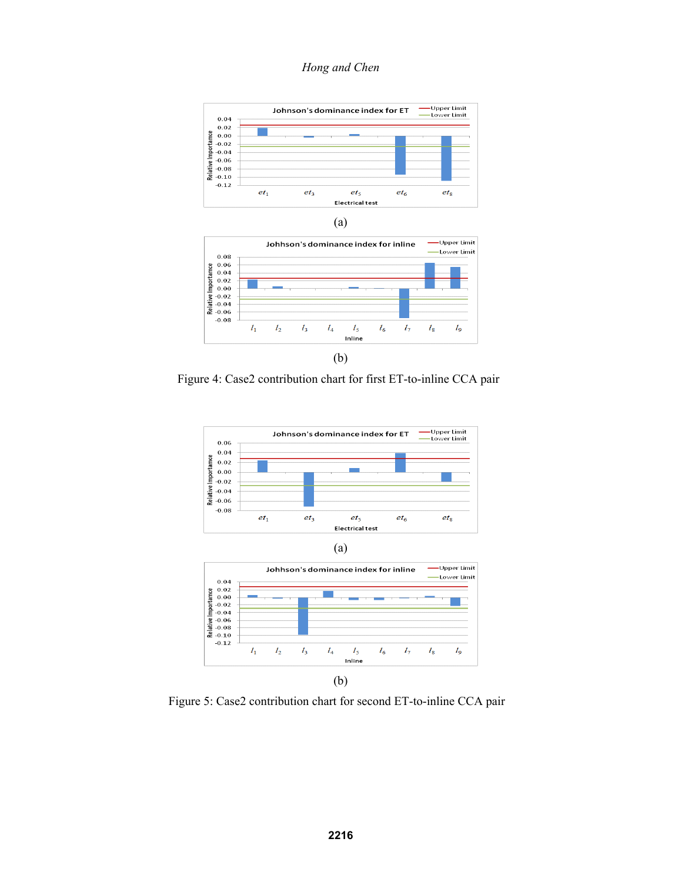(a)

(b)

Figure 4: Case2 contribution chart for first ET-to-inline CCA pair

(a)

(b)

Figure 5: Case2 contribution chart for second ET-to-inline CCA pair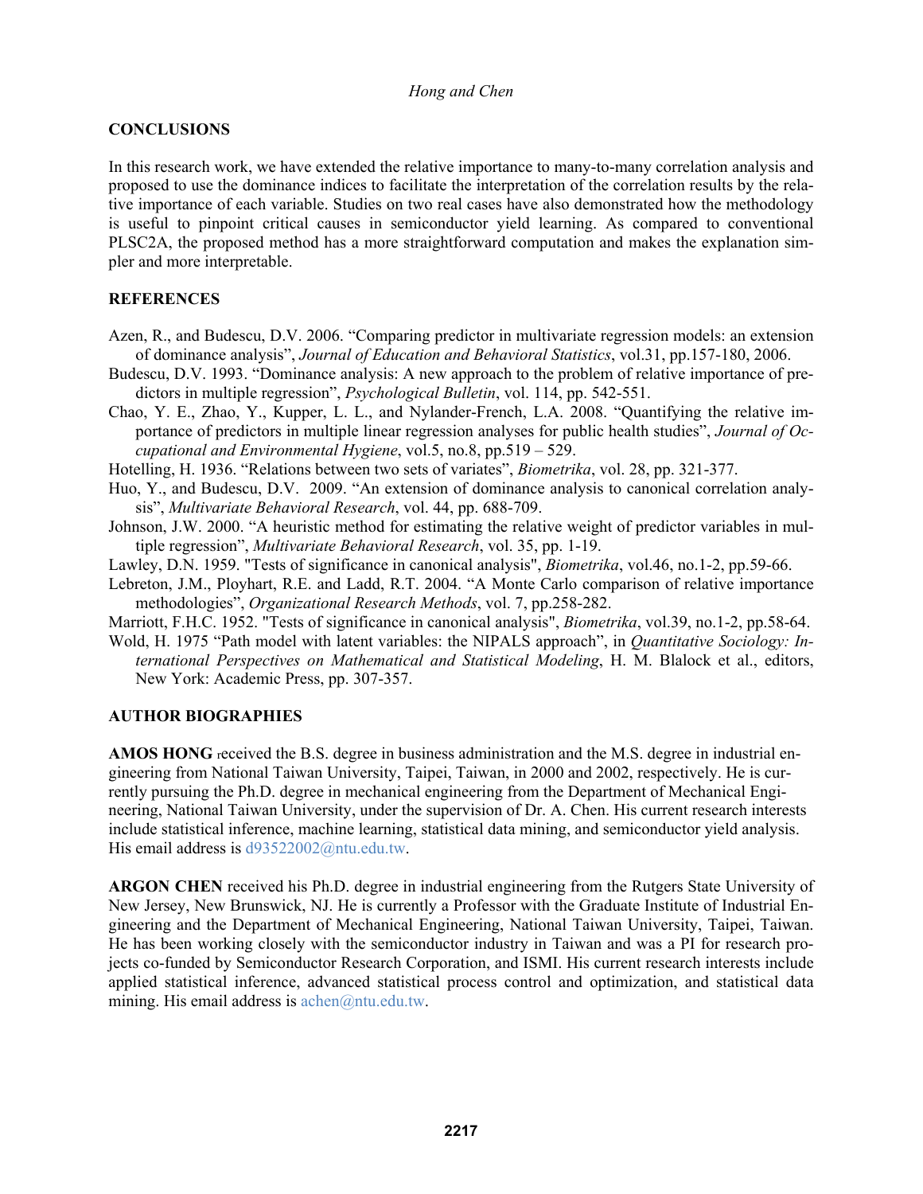## CONCLUSIONS

In this research work, we have extended the relative importance to many-to-many correlation analysis and proposed to use the dominance indices to facilitate the interpretation of the correlation results by the relative importance of each variable. Studies on two real cases have also demonstrated how the methodology is useful to pinpoint critical causes in semiconductor yield learning. As compared to conventional PLSC2A, the proposed method has a more straightforward computation and makes the explanation simpler and more interpretable.

## REFERENCES

Azen, R., and Budescu, D.V. 2006. "Comparing predictor in multivariate regression models: an extension of dominance analysis", *Journal of Education and Behavioral Statistics*, vol.31, pp.157-180, 2006.

Budescu, D.V. 1993. "Dominance analysis: A new approach to the problem of relative importance of predictors in multiple regression", *Psychological Bulletin*, vol. 114, pp. 542-551.

Chao, Y. E., Zhao, Y., Kupper, L. L., and Nylander-French, L.A. 2008. "Quantifying the relative importance of predictors in multiple linear regression analyses for public health studies", *Journal of Occupational and Environmental Hygiene*, vol.5, no.8, pp.519 – 529.

Hotelling, H. 1936. "Relations between two sets of variates", *Biometrika*, vol. 28, pp. 321-377.

Huo, Y., and Budescu, D.V. 2009. "An extension of dominance analysis to canonical correlation analysis", *Multivariate Behavioral Research*, vol. 44, pp. 688-709.

Johnson, J.W. 2000. "A heuristic method for estimating the relative weight of predictor variables in multiple regression", *Multivariate Behavioral Research*, vol. 35, pp. 1-19.

Lawley, D.N. 1959. "Tests of significance in canonical analysis", *Biometrika*, vol.46, no.1-2, pp.59-66.

Lebreton, J.M., Ployhart, R.E. and Ladd, R.T. 2004. "A Monte Carlo comparison of relative importance methodologies", *Organizational Research Methods*, vol. 7, pp.258-282.

Marriott, F.H.C. 1952. "Tests of significance in canonical analysis", *Biometrika*, vol.39, no.1-2, pp.58-64.

Wold, H. 1975 "Path model with latent variables: the NIPALS approach", in *Quantitative Sociology: International Perspectives on Mathematical and Statistical Modeling*, H. M. Blalock et al., editors, New York: Academic Press, pp. 307-357.

## AUTHOR BIOGRAPHIES

**AMOS HONG** received the B.S. degree in business administration and the M.S. degree in industrial engineering from National Taiwan University, Taipei, Taiwan, in 2000 and 2002, respectively. He is currently pursuing the Ph.D. degree in mechanical engineering from the Department of Mechanical Engineering, National Taiwan University, under the supervision of Dr. A. Chen. His current research interests include statistical inference, machine learning, statistical data mining, and semiconductor yield analysis. His email address is d93522002@ntu.edu.tw.

**ARGON CHEN** received his Ph.D. degree in industrial engineering from the Rutgers State University of New Jersey, New Brunswick, NJ. He is currently a Professor with the Graduate Institute of Industrial Engineering and the Department of Mechanical Engineering, National Taiwan University, Taipei, Taiwan. He has been working closely with the semiconductor industry in Taiwan and was a PI for research projects co-funded by Semiconductor Research Corporation, and ISMI. His current research interests include applied statistical inference, advanced statistical process control and optimization, and statistical data mining. His email address is achen@ntu.edu.tw.